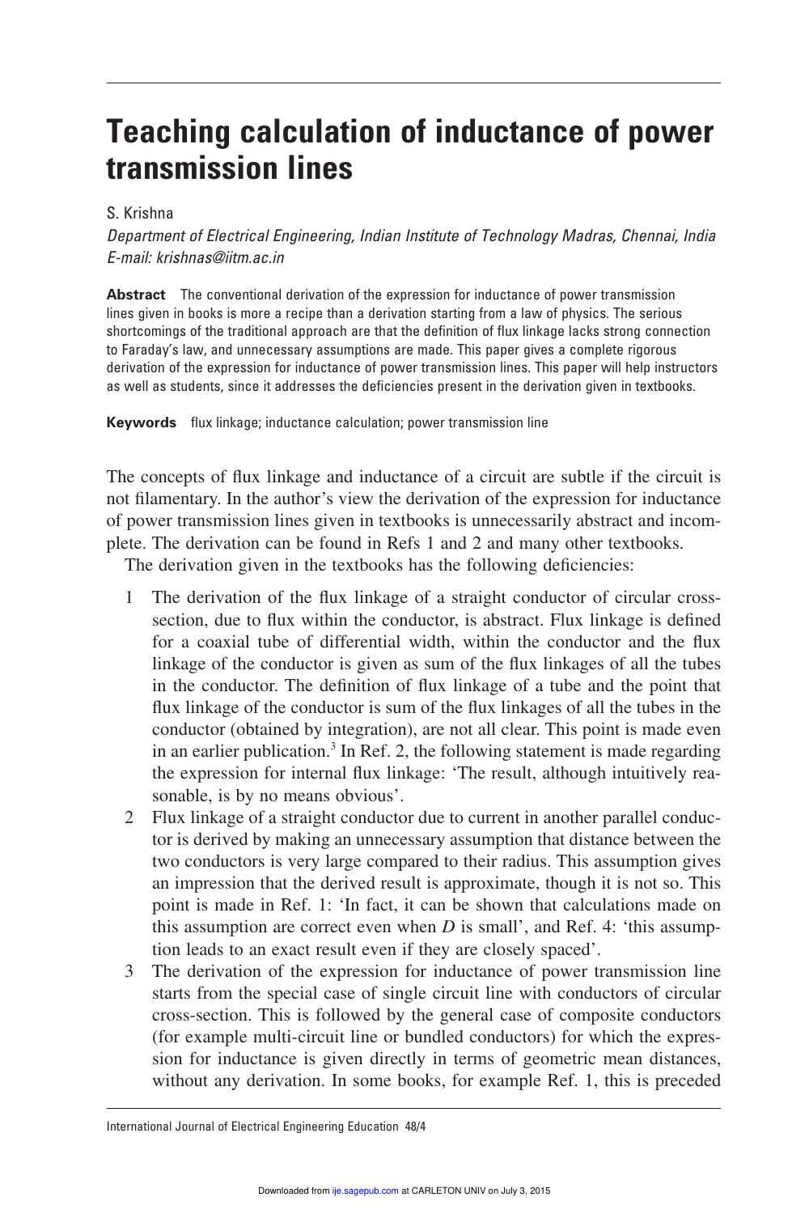# Teaching calculation of inductance of power transmission lines

S. Krishna

*Department of Electrical Engineering, Indian Institute of Technology Madras, Chennai, India*
*E-mail: krishnas@iitm.ac.in*

**Abstract** The conventional derivation of the expression for inductance of power transmission lines given in books is more a recipe than a derivation starting from a law of physics. The serious shortcomings of the traditional approach are that the definition of flux linkage lacks strong connection to Faraday's law, and unnecessary assumptions are made. This paper gives a complete rigorous derivation of the expression for inductance of power transmission lines. This paper will help instructors as well as students, since it addresses the deficiencies present in the derivation given in textbooks.

**Keywords** flux linkage; inductance calculation; power transmission line

The concepts of flux linkage and inductance of a circuit are subtle if the circuit is not filamentary. In the author's view the derivation of the expression for inductance of power transmission lines given in textbooks is unnecessarily abstract and incomplete. The derivation can be found in Refs 1 and 2 and many other textbooks.

The derivation given in the textbooks has the following deficiencies:

1. The derivation of the flux linkage of a straight conductor of circular cross-section, due to flux within the conductor, is abstract. Flux linkage is defined for a coaxial tube of differential width, within the conductor and the flux linkage of the conductor is given as sum of the flux linkages of all the tubes in the conductor. The definition of flux linkage of a tube and the point that flux linkage of the conductor is sum of the flux linkages of all the tubes in the conductor (obtained by integration), are not all clear. This point is made even in an earlier publication.[3] In Ref. 2, the following statement is made regarding the expression for internal flux linkage: 'The result, although intuitively reasonable, is by no means obvious'.
2. Flux linkage of a straight conductor due to current in another parallel conductor is derived by making an unnecessary assumption that distance between the two conductors is very large compared to their radius. This assumption gives an impression that the derived result is approximate, though it is not so. This point is made in Ref. 1: 'In fact, it can be shown that calculations made on this assumption are correct even when $D$ is small', and Ref. 4: 'this assumption leads to an exact result even if they are closely spaced'.
3. The derivation of the expression for inductance of power transmission line starts from the special case of single circuit line with conductors of circular cross-section. This is followed by the general case of composite conductors (for example multi-circuit line or bundled conductors) for which the expression for inductance is given directly in terms of geometric mean distances, without any derivation. In some books, for example Ref. 1, this is preceded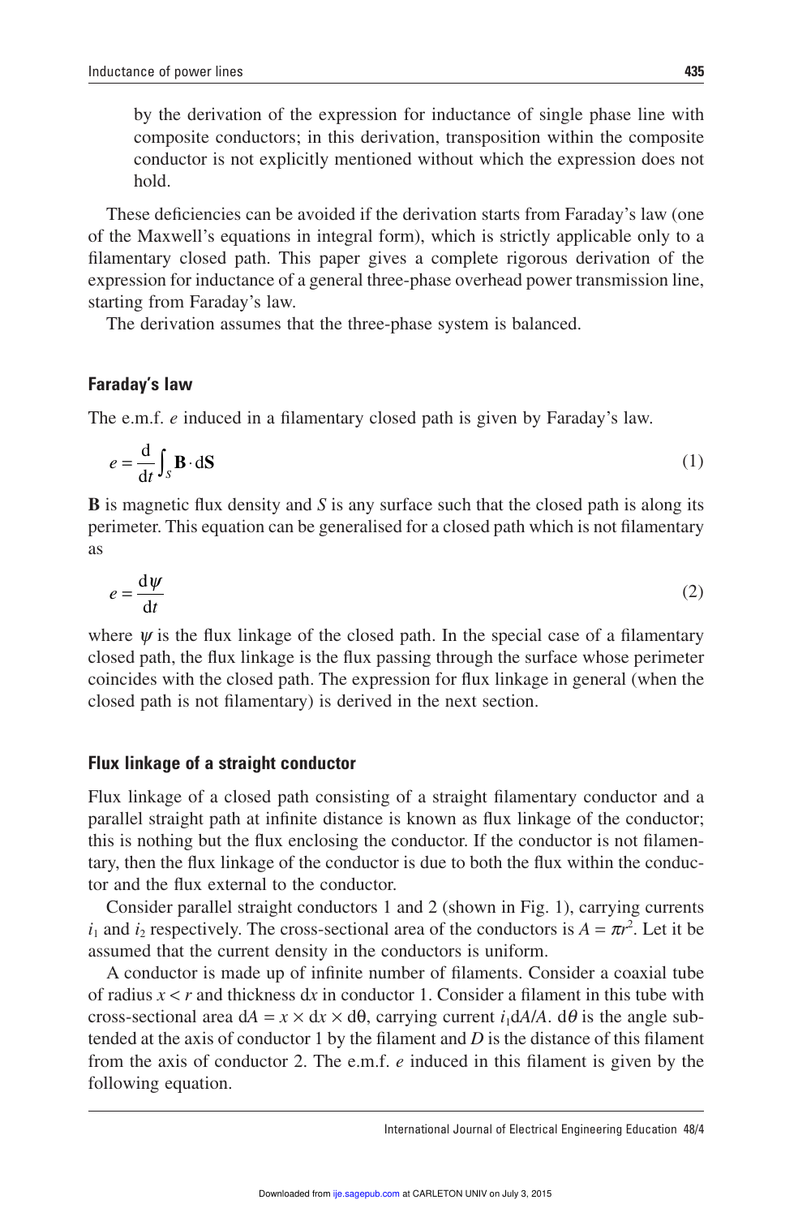by the derivation of the expression for inductance of single phase line with composite conductors; in this derivation, transposition within the composite conductor is not explicitly mentioned without which the expression does not hold.

These deficiencies can be avoided if the derivation starts from Faraday's law (one of the Maxwell's equations in integral form), which is strictly applicable only to a filamentary closed path. This paper gives a complete rigorous derivation of the expression for inductance of a general three-phase overhead power transmission line, starting from Faraday's law.

The derivation assumes that the three-phase system is balanced.

## Faraday's law

The e.m.f. $e$ induced in a filamentary closed path is given by Faraday's law.

$$e = \frac{\mathrm{d}}{\mathrm{d}t}\int_S \mathbf{B}\cdot \mathrm{d}\mathbf{S} \tag{1}$$

$\mathbf{B}$ is magnetic flux density and $S$ is any surface such that the closed path is along its perimeter. This equation can be generalised for a closed path which is not filamentary as

$$e = \frac{\mathrm{d}\psi}{\mathrm{d}t} \tag{2}$$

where $\psi$ is the flux linkage of the closed path. In the special case of a filamentary closed path, the flux linkage is the flux passing through the surface whose perimeter coincides with the closed path. The expression for flux linkage in general (when the closed path is not filamentary) is derived in the next section.

## Flux linkage of a straight conductor

Flux linkage of a closed path consisting of a straight filamentary conductor and a parallel straight path at infinite distance is known as flux linkage of the conductor; this is nothing but the flux enclosing the conductor. If the conductor is not filamentary, then the flux linkage of the conductor is due to both the flux within the conductor and the flux external to the conductor.

Consider parallel straight conductors 1 and 2 (shown in Fig. 1), carrying currents $i_1$ and $i_2$ respectively. The cross-sectional area of the conductors is $A = \pi r^2$. Let it be assumed that the current density in the conductors is uniform.

A conductor is made up of infinite number of filaments. Consider a coaxial tube of radius $x < r$ and thickness $\mathrm{d}x$ in conductor 1. Consider a filament in this tube with cross-sectional area $\mathrm{d}A = x \times \mathrm{d}x \times \mathrm{d}\theta$, carrying current $i_1\mathrm{d}A/A$. $\mathrm{d}\theta$ is the angle subtended at the axis of conductor 1 by the filament and $D$ is the distance of this filament from the axis of conductor 2. The e.m.f. $e$ induced in this filament is given by the following equation.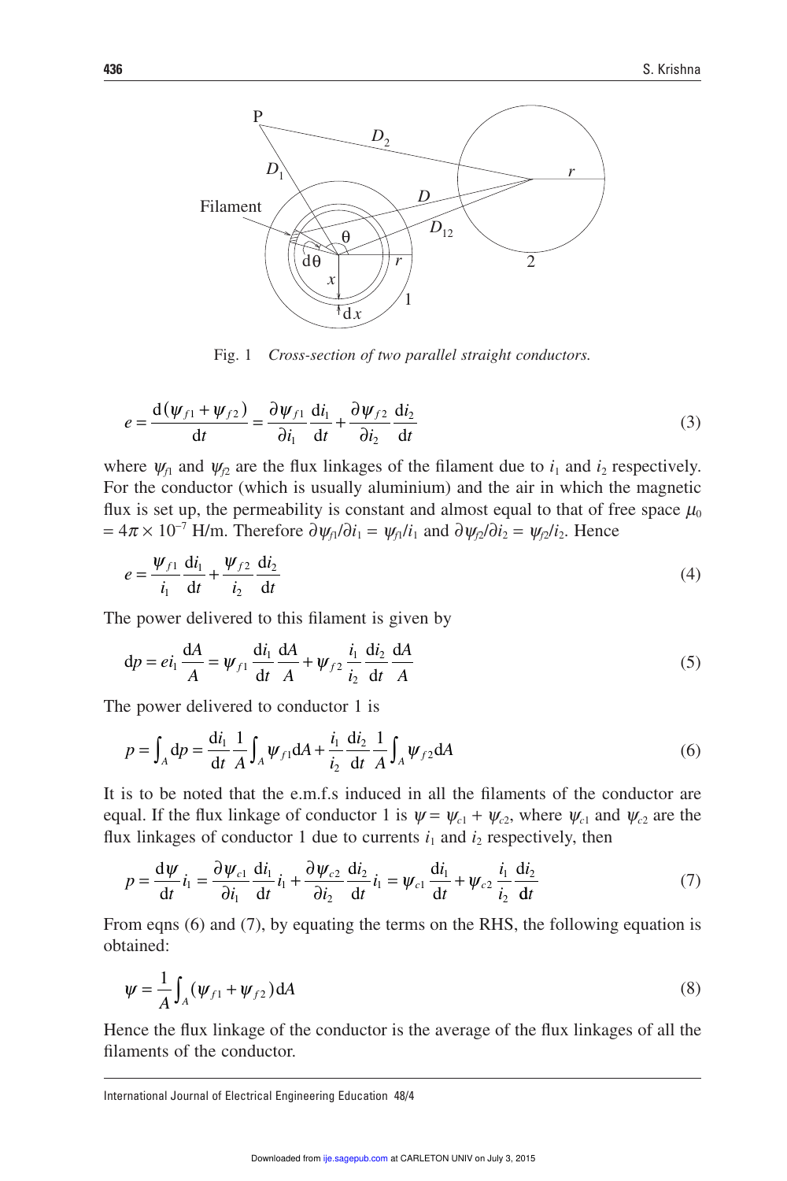Fig. 1 *Cross-section of two parallel straight conductors.*

$$e = \frac{\mathrm{d}(\psi_{f1} + \psi_{f2})}{\mathrm{d}t} = \frac{\partial \psi_{f1}}{\partial i_1}\frac{\mathrm{d}i_1}{\mathrm{d}t} + \frac{\partial \psi_{f2}}{\partial i_2}\frac{\mathrm{d}i_2}{\mathrm{d}t} \tag{3}$$

where $\psi_{f1}$ and $\psi_{f2}$ are the flux linkages of the filament due to $i_1$ and $i_2$ respectively. For the conductor (which is usually aluminium) and the air in which the magnetic flux is set up, the permeability is constant and almost equal to that of free space $\mu_0 = 4\pi \times 10^{-7}$ H/m. Therefore $\partial\psi_{f1}/\partial i_1 = \psi_{f1}/i_1$ and $\partial\psi_{f2}/\partial i_2 = \psi_{f2}/i_2$. Hence

$$e = \frac{\psi_{f1}}{i_1}\frac{\mathrm{d}i_1}{\mathrm{d}t} + \frac{\psi_{f2}}{i_2}\frac{\mathrm{d}i_2}{\mathrm{d}t} \tag{4}$$

The power delivered to this filament is given by

$$\mathrm{d}p = e i_1 \frac{\mathrm{d}A}{A} = \psi_{f1}\frac{\mathrm{d}i_1}{\mathrm{d}t}\frac{\mathrm{d}A}{A} + \psi_{f2}\frac{i_1}{i_2}\frac{\mathrm{d}i_2}{\mathrm{d}t}\frac{\mathrm{d}A}{A} \tag{5}$$

The power delivered to conductor 1 is

$$p = \int_A \mathrm{d}p = \frac{\mathrm{d}i_1}{\mathrm{d}t}\frac{1}{A}\int_A \psi_{f1}\mathrm{d}A + \frac{i_1}{i_2}\frac{\mathrm{d}i_2}{\mathrm{d}t}\frac{1}{A}\int_A \psi_{f2}\mathrm{d}A \tag{6}$$

It is to be noted that the e.m.f.s induced in all the filaments of the conductor are equal. If the flux linkage of conductor 1 is $\psi = \psi_{c1} + \psi_{c2}$, where $\psi_{c1}$ and $\psi_{c2}$ are the flux linkages of conductor 1 due to currents $i_1$ and $i_2$ respectively, then

$$p = \frac{\mathrm{d}\psi}{\mathrm{d}t}i_1 = \frac{\partial\psi_{c1}}{\partial i_1}\frac{\mathrm{d}i_1}{\mathrm{d}t}i_1 + \frac{\partial\psi_{c2}}{\partial i_2}\frac{\mathrm{d}i_2}{\mathrm{d}t}i_1 = \psi_{c1}\frac{\mathrm{d}i_1}{\mathrm{d}t} + \psi_{c2}\frac{i_1}{i_2}\frac{\mathrm{d}i_2}{\mathrm{d}t} \tag{7}$$

From eqns (6) and (7), by equating the terms on the RHS, the following equation is obtained:

$$\psi = \frac{1}{A}\int_A (\psi_{f1} + \psi_{f2})\mathrm{d}A \tag{8}$$

Hence the flux linkage of the conductor is the average of the flux linkages of all the filaments of the conductor.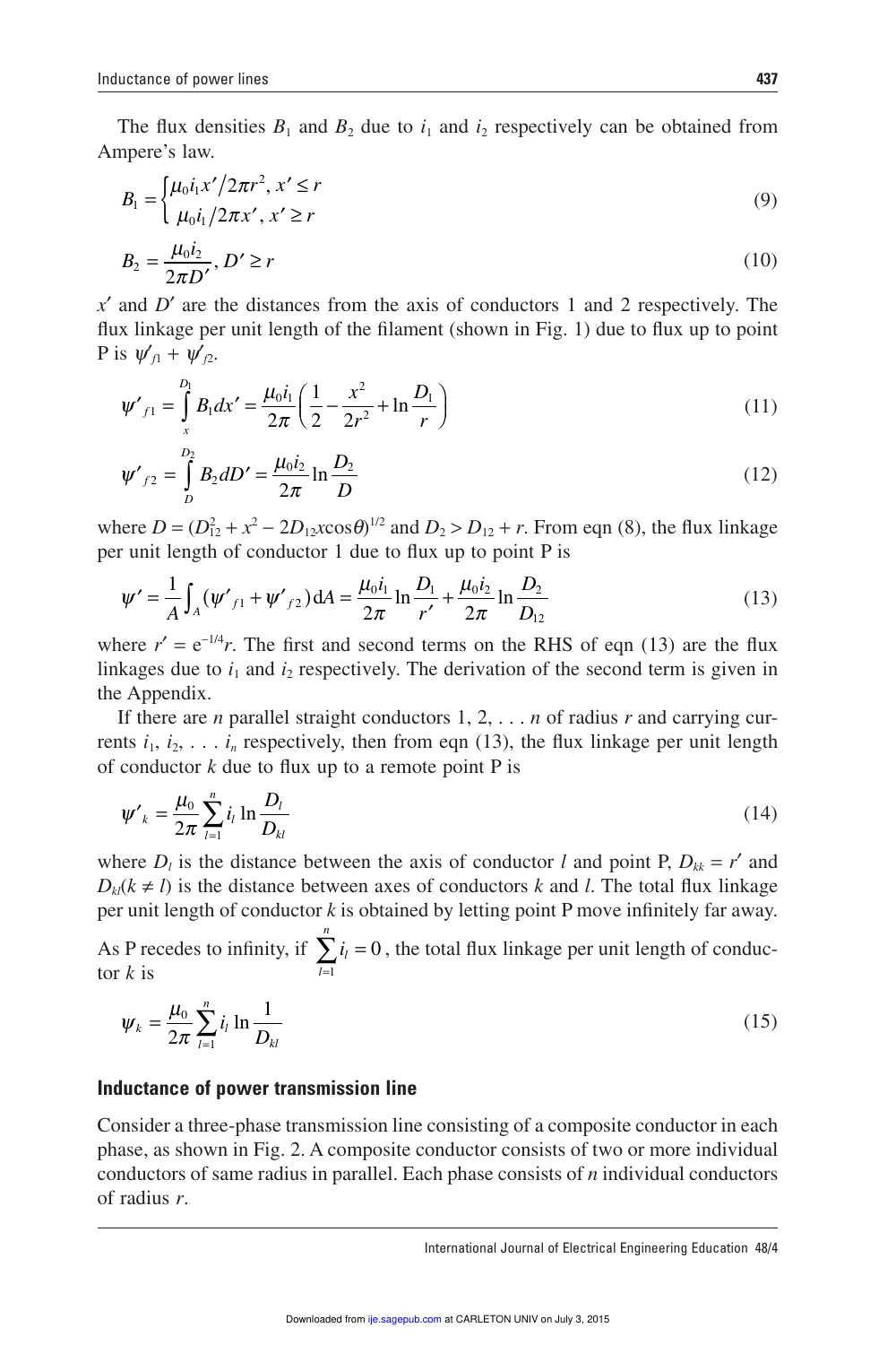The flux densities $B_1$ and $B_2$ due to $i_1$ and $i_2$ respectively can be obtained from Ampere's law.

$$B_1 = \begin{cases} \mu_0 i_1 x'/2\pi r^2, \; x' \le r \\ \mu_0 i_1/2\pi x', \; x' \ge r \end{cases} \tag{9}$$

$$B_2 = \frac{\mu_0 i_2}{2\pi D'}, \; D' \ge r \tag{10}$$

$x'$ and $D'$ are the distances from the axis of conductors 1 and 2 respectively. The flux linkage per unit length of the filament (shown in Fig. 1) due to flux up to point P is $\psi'_{f1} + \psi'_{f2}$.

$$\psi'_{f1} = \int_x^{D_1} B_1 dx' = \frac{\mu_0 i_1}{2\pi}\left(\frac{1}{2} - \frac{x^2}{2r^2} + \ln\frac{D_1}{r}\right) \tag{11}$$

$$\psi'_{f2} = \int_D^{D_2} B_2 dD' = \frac{\mu_0 i_2}{2\pi}\ln\frac{D_2}{D} \tag{12}$$

where $D = (D_{12}^2 + x^2 - 2D_{12}x\cos\theta)^{1/2}$ and $D_2 > D_{12} + r$. From eqn (8), the flux linkage per unit length of conductor 1 due to flux up to point P is

$$\psi' = \frac{1}{A}\int_A (\psi'_{f1} + \psi'_{f2})\,\mathrm{d}A = \frac{\mu_0 i_1}{2\pi}\ln\frac{D_1}{r'} + \frac{\mu_0 i_2}{2\pi}\ln\frac{D_2}{D_{12}} \tag{13}$$

where $r' = \mathrm{e}^{-1/4}r$. The first and second terms on the RHS of eqn (13) are the flux linkages due to $i_1$ and $i_2$ respectively. The derivation of the second term is given in the Appendix.

If there are $n$ parallel straight conductors 1, 2, . . . $n$ of radius $r$ and carrying currents $i_1$, $i_2$, . . . $i_n$ respectively, then from eqn (13), the flux linkage per unit length of conductor $k$ due to flux up to a remote point P is

$$\psi'_k = \frac{\mu_0}{2\pi}\sum_{l=1}^{n} i_l \ln\frac{D_l}{D_{kl}} \tag{14}$$

where $D_l$ is the distance between the axis of conductor $l$ and point P, $D_{kk} = r'$ and $D_{kl}(k \ne l)$ is the distance between axes of conductors $k$ and $l$. The total flux linkage per unit length of conductor $k$ is obtained by letting point P move infinitely far away. As P recedes to infinity, if $\sum_{l=1}^{n} i_l = 0$, the total flux linkage per unit length of conductor $k$ is

$$\psi_k = \frac{\mu_0}{2\pi}\sum_{l=1}^{n} i_l \ln\frac{1}{D_{kl}} \tag{15}$$

## Inductance of power transmission line

Consider a three-phase transmission line consisting of a composite conductor in each phase, as shown in Fig. 2. A composite conductor consists of two or more individual conductors of same radius in parallel. Each phase consists of $n$ individual conductors of radius $r$.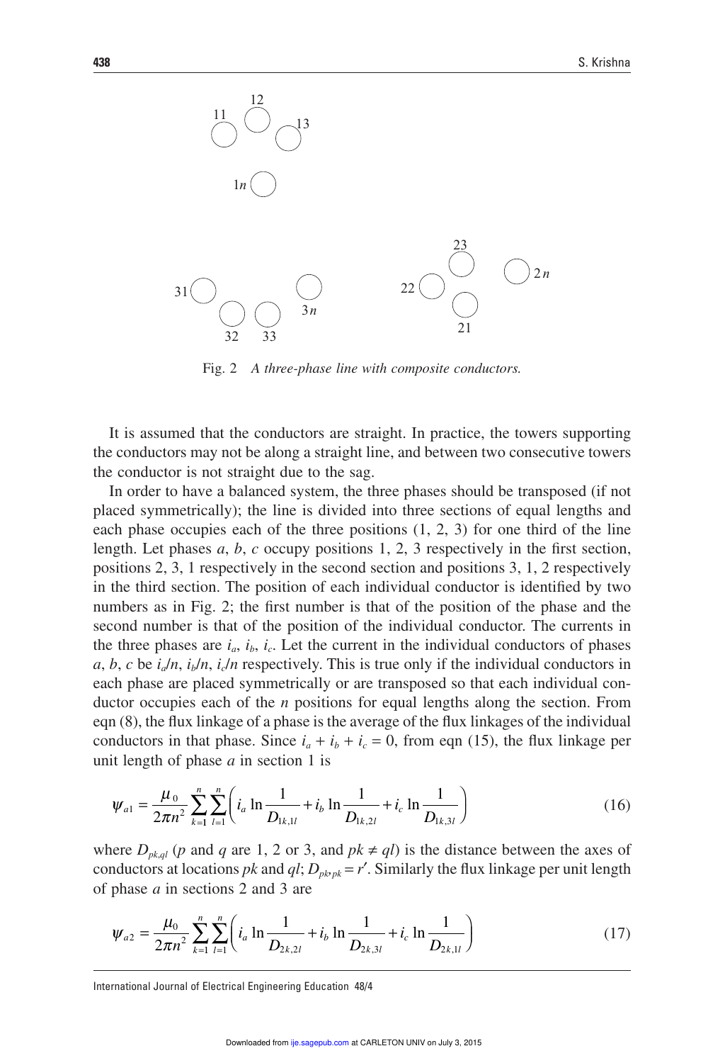Fig. 2 *A three-phase line with composite conductors.*

It is assumed that the conductors are straight. In practice, the towers supporting the conductors may not be along a straight line, and between two consecutive towers the conductor is not straight due to the sag.

In order to have a balanced system, the three phases should be transposed (if not placed symmetrically); the line is divided into three sections of equal lengths and each phase occupies each of the three positions (1, 2, 3) for one third of the line length. Let phases $a$, $b$, $c$ occupy positions 1, 2, 3 respectively in the first section, positions 2, 3, 1 respectively in the second section and positions 3, 1, 2 respectively in the third section. The position of each individual conductor is identified by two numbers as in Fig. 2; the first number is that of the position of the phase and the second number is that of the position of the individual conductor. The currents in the three phases are $i_a$, $i_b$, $i_c$. Let the current in the individual conductors of phases $a$, $b$, $c$ be $i_a/n$, $i_b/n$, $i_c/n$ respectively. This is true only if the individual conductors in each phase are placed symmetrically or are transposed so that each individual conductor occupies each of the $n$ positions for equal lengths along the section. From eqn (8), the flux linkage of a phase is the average of the flux linkages of the individual conductors in that phase. Since $i_a + i_b + i_c = 0$, from eqn (15), the flux linkage per unit length of phase $a$ in section 1 is

$$\psi_{a1} = \frac{\mu_0}{2\pi n^2} \sum_{k=1}^{n} \sum_{l=1}^{n} \left( i_a \ln \frac{1}{D_{1k,1l}} + i_b \ln \frac{1}{D_{1k,2l}} + i_c \ln \frac{1}{D_{1k,3l}} \right) \tag{16}$$

where $D_{pk,ql}$ ($p$ and $q$ are 1, 2 or 3, and $pk \neq ql$) is the distance between the axes of conductors at locations $pk$ and $ql$; $D_{pk,pk} = r'$. Similarly the flux linkage per unit length of phase $a$ in sections 2 and 3 are

$$\psi_{a2} = \frac{\mu_0}{2\pi n^2} \sum_{k=1}^{n} \sum_{l=1}^{n} \left( i_a \ln \frac{1}{D_{2k,2l}} + i_b \ln \frac{1}{D_{2k,3l}} + i_c \ln \frac{1}{D_{2k,1l}} \right) \tag{17}$$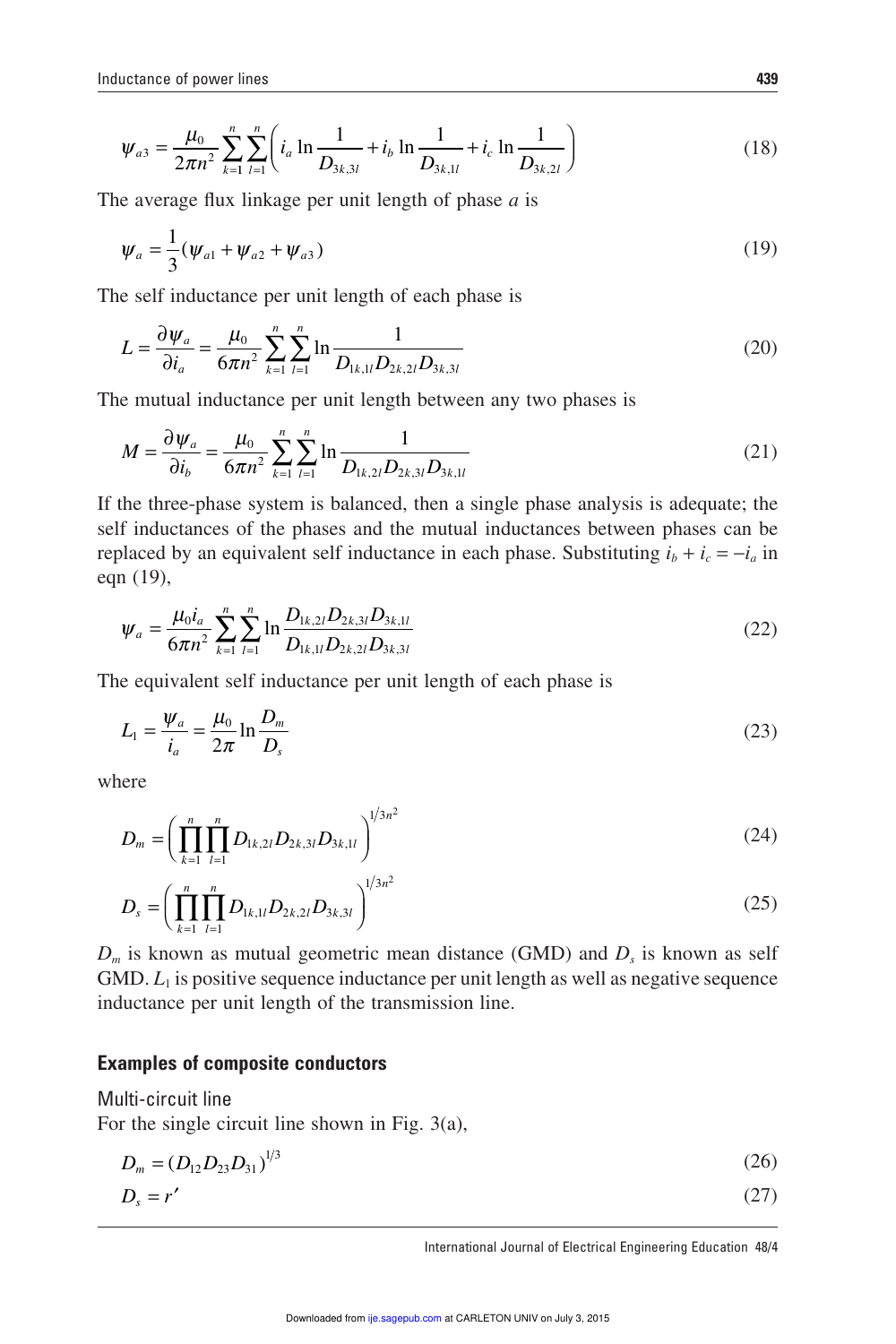$$\psi_{a3} = \frac{\mu_0}{2\pi n^2} \sum_{k=1}^{n} \sum_{l=1}^{n} \left( i_a \ln \frac{1}{D_{3k,3l}} + i_b \ln \frac{1}{D_{3k,1l}} + i_c \ln \frac{1}{D_{3k,2l}} \right) \tag{18}$$

The average flux linkage per unit length of phase *a* is

$$\psi_a = \frac{1}{3}(\psi_{a1} + \psi_{a2} + \psi_{a3}) \tag{19}$$

The self inductance per unit length of each phase is

$$L = \frac{\partial \psi_a}{\partial i_a} = \frac{\mu_0}{6\pi n^2} \sum_{k=1}^{n} \sum_{l=1}^{n} \ln \frac{1}{D_{1k,1l} D_{2k,2l} D_{3k,3l}} \tag{20}$$

The mutual inductance per unit length between any two phases is

$$M = \frac{\partial \psi_a}{\partial i_b} = \frac{\mu_0}{6\pi n^2} \sum_{k=1}^{n} \sum_{l=1}^{n} \ln \frac{1}{D_{1k,2l} D_{2k,3l} D_{3k,1l}} \tag{21}$$

If the three-phase system is balanced, then a single phase analysis is adequate; the self inductances of the phases and the mutual inductances between phases can be replaced by an equivalent self inductance in each phase. Substituting $i_b + i_c = -i_a$ in eqn (19),

$$\psi_a = \frac{\mu_0 i_a}{6\pi n^2} \sum_{k=1}^{n} \sum_{l=1}^{n} \ln \frac{D_{1k,2l} D_{2k,3l} D_{3k,1l}}{D_{1k,1l} D_{2k,2l} D_{3k,3l}} \tag{22}$$

The equivalent self inductance per unit length of each phase is

$$L_1 = \frac{\psi_a}{i_a} = \frac{\mu_0}{2\pi} \ln \frac{D_m}{D_s} \tag{23}$$

where

$$D_m = \left( \prod_{k=1}^{n} \prod_{l=1}^{n} D_{1k,2l} D_{2k,3l} D_{3k,1l} \right)^{1/3n^2} \tag{24}$$

$$D_s = \left( \prod_{k=1}^{n} \prod_{l=1}^{n} D_{1k,1l} D_{2k,2l} D_{3k,3l} \right)^{1/3n^2} \tag{25}$$

$D_m$ is known as mutual geometric mean distance (GMD) and $D_s$ is known as self GMD. $L_1$ is positive sequence inductance per unit length as well as negative sequence inductance per unit length of the transmission line.

## Examples of composite conductors

### Multi-circuit line

For the single circuit line shown in Fig. 3(a),

$$D_m = (D_{12} D_{23} D_{31})^{1/3} \tag{26}$$

$$D_s = r' \tag{27}$$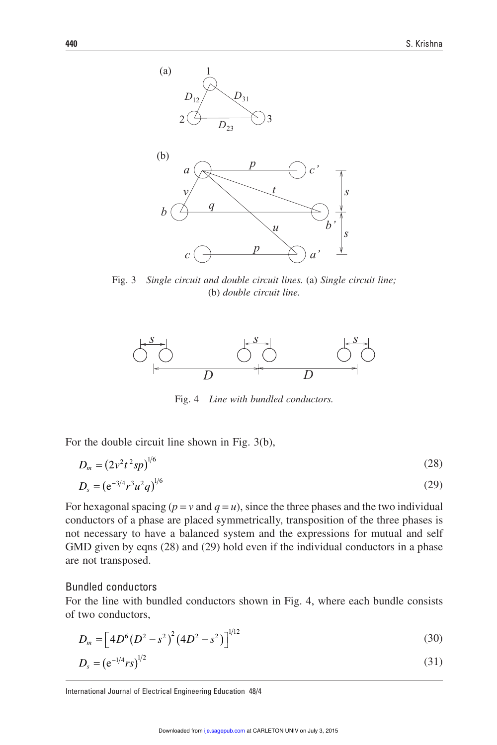Fig. 3 *Single circuit and double circuit lines.* (a) *Single circuit line;* (b) *double circuit line.*

Fig. 4 *Line with bundled conductors.*

For the double circuit line shown in Fig. 3(b),

$$D_m = (2v^2t^2sp)^{1/6} \tag{28}$$

$$D_s = (\mathrm{e}^{-3/4}r^3u^2q)^{1/6} \tag{29}$$

For hexagonal spacing ($p = v$ and $q = u$), since the three phases and the two individual conductors of a phase are placed symmetrically, transposition of the three phases is not necessary to have a balanced system and the expressions for mutual and self GMD given by eqns (28) and (29) hold even if the individual conductors in a phase are not transposed.

## Bundled conductors

For the line with bundled conductors shown in Fig. 4, where each bundle consists of two conductors,

$$D_m = \left[4D^6(D^2 - s^2)^2(4D^2 - s^2)\right]^{1/12} \tag{30}$$

$$D_s = (\mathrm{e}^{-1/4}rs)^{1/2} \tag{31}$$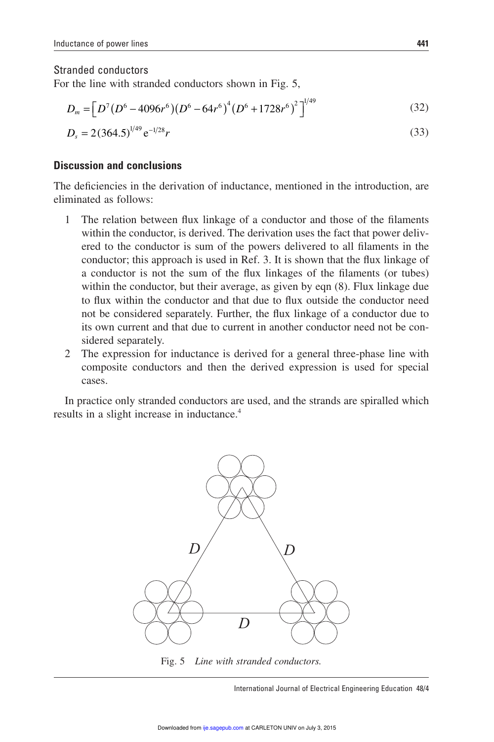### Stranded conductors

For the line with stranded conductors shown in Fig. 5,

$$D_m = \left[ D^7 (D^6 - 4096r^6)(D^6 - 64r^6)^4 (D^6 + 1728r^6)^2 \right]^{1/49} \tag{32}$$

$$D_s = 2(364.5)^{1/49} e^{-1/28} r \tag{33}$$

## Discussion and conclusions

The deficiencies in the derivation of inductance, mentioned in the introduction, are eliminated as follows:

1. The relation between flux linkage of a conductor and those of the filaments within the conductor, is derived. The derivation uses the fact that power delivered to the conductor is sum of the powers delivered to all filaments in the conductor; this approach is used in Ref. 3. It is shown that the flux linkage of a conductor is not the sum of the flux linkages of the filaments (or tubes) within the conductor, but their average, as given by eqn (8). Flux linkage due to flux within the conductor and that due to flux outside the conductor need not be considered separately. Further, the flux linkage of a conductor due to its own current and that due to current in another conductor need not be considered separately.
2. The expression for inductance is derived for a general three-phase line with composite conductors and then the derived expression is used for special cases.

In practice only stranded conductors are used, and the strands are spiralled which results in a slight increase in inductance.[4]

Fig. 5 *Line with stranded conductors.*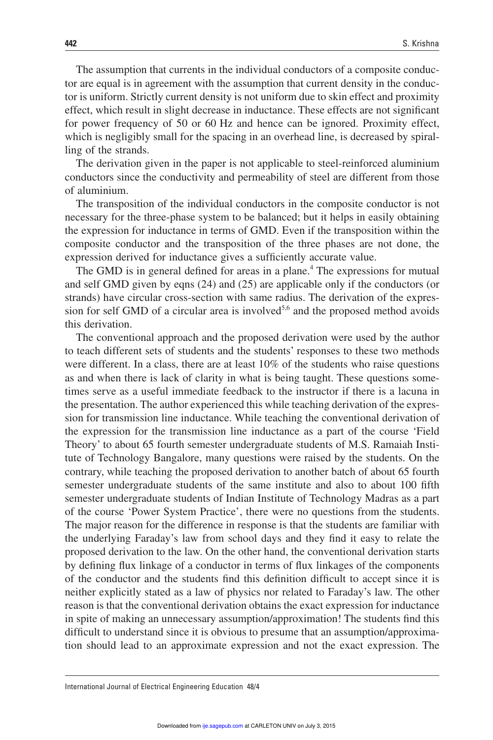The assumption that currents in the individual conductors of a composite conductor are equal is in agreement with the assumption that current density in the conductor is uniform. Strictly current density is not uniform due to skin effect and proximity effect, which result in slight decrease in inductance. These effects are not significant for power frequency of 50 or 60 Hz and hence can be ignored. Proximity effect, which is negligibly small for the spacing in an overhead line, is decreased by spiralling of the strands.

The derivation given in the paper is not applicable to steel-reinforced aluminium conductors since the conductivity and permeability of steel are different from those of aluminium.

The transposition of the individual conductors in the composite conductor is not necessary for the three-phase system to be balanced; but it helps in easily obtaining the expression for inductance in terms of GMD. Even if the transposition within the composite conductor and the transposition of the three phases are not done, the expression derived for inductance gives a sufficiently accurate value.

The GMD is in general defined for areas in a plane.[4] The expressions for mutual and self GMD given by eqns (24) and (25) are applicable only if the conductors (or strands) have circular cross-section with same radius. The derivation of the expression for self GMD of a circular area is involved[5,6] and the proposed method avoids this derivation.

The conventional approach and the proposed derivation were used by the author to teach different sets of students and the students' responses to these two methods were different. In a class, there are at least 10% of the students who raise questions as and when there is lack of clarity in what is being taught. These questions sometimes serve as a useful immediate feedback to the instructor if there is a lacuna in the presentation. The author experienced this while teaching derivation of the expression for transmission line inductance. While teaching the conventional derivation of the expression for the transmission line inductance as a part of the course 'Field Theory' to about 65 fourth semester undergraduate students of M.S. Ramaiah Institute of Technology Bangalore, many questions were raised by the students. On the contrary, while teaching the proposed derivation to another batch of about 65 fourth semester undergraduate students of the same institute and also to about 100 fifth semester undergraduate students of Indian Institute of Technology Madras as a part of the course 'Power System Practice', there were no questions from the students. The major reason for the difference in response is that the students are familiar with the underlying Faraday's law from school days and they find it easy to relate the proposed derivation to the law. On the other hand, the conventional derivation starts by defining flux linkage of a conductor in terms of flux linkages of the components of the conductor and the students find this definition difficult to accept since it is neither explicitly stated as a law of physics nor related to Faraday's law. The other reason is that the conventional derivation obtains the exact expression for inductance in spite of making an unnecessary assumption/approximation! The students find this difficult to understand since it is obvious to presume that an assumption/approximation should lead to an approximate expression and not the exact expression. The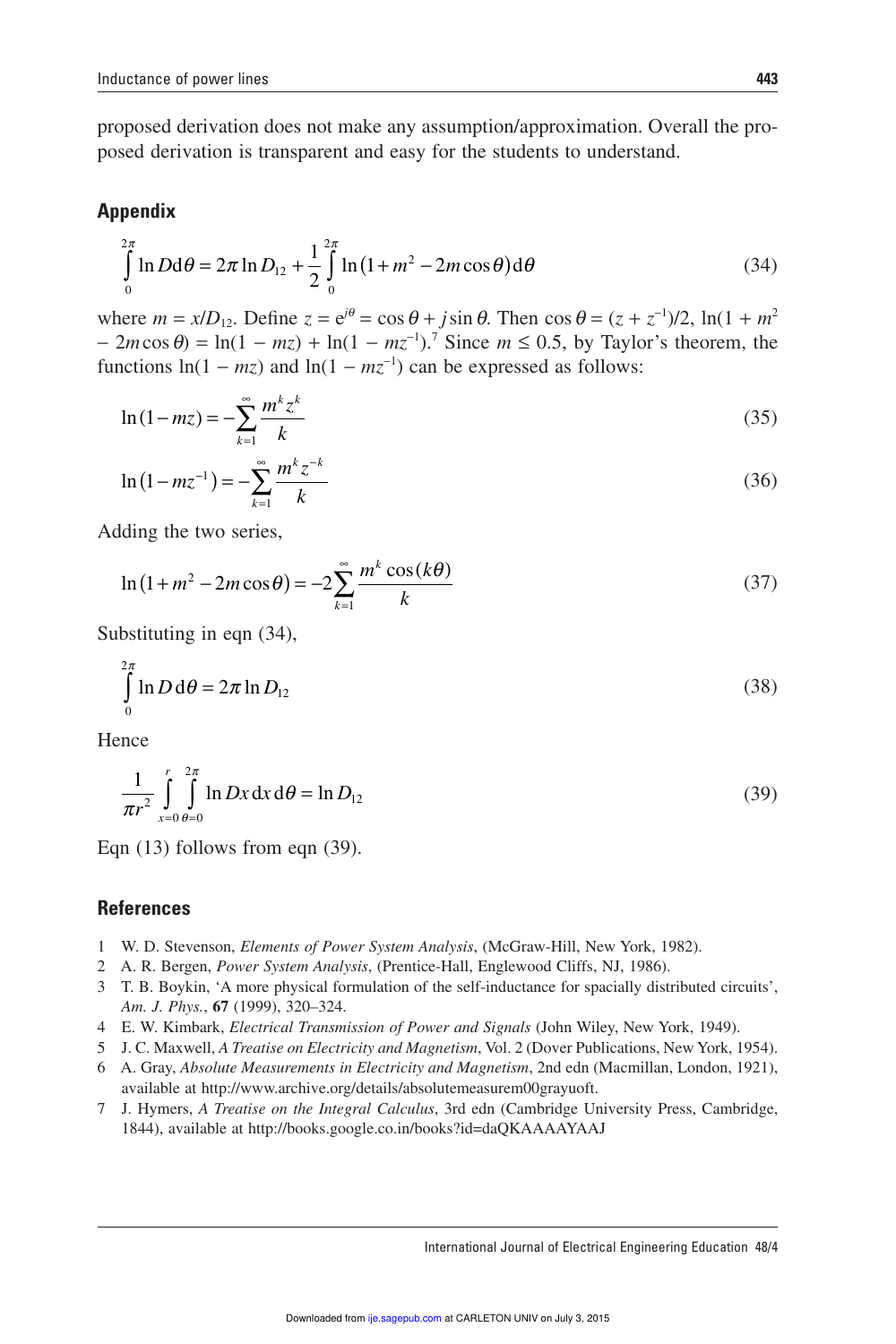proposed derivation does not make any assumption/approximation. Overall the proposed derivation is transparent and easy for the students to understand.

## Appendix

$$\int_0^{2\pi} \ln D \mathrm{d}\theta = 2\pi \ln D_{12} + \frac{1}{2}\int_0^{2\pi} \ln(1 + m^2 - 2m\cos\theta)\mathrm{d}\theta \tag{34}$$

where $m = x/D_{12}$. Define $z = e^{j\theta} = \cos\theta + j\sin\theta$. Then $\cos\theta = (z + z^{-1})/2$, $\ln(1 + m^2 - 2m\cos\theta) = \ln(1 - mz) + \ln(1 - mz^{-1})$.[7] Since $m \leq 0.5$, by Taylor's theorem, the functions $\ln(1 - mz)$ and $\ln(1 - mz^{-1})$ can be expressed as follows:

$$\ln(1 - mz) = -\sum_{k=1}^{\infty} \frac{m^k z^k}{k} \tag{35}$$

$$\ln(1 - mz^{-1}) = -\sum_{k=1}^{\infty} \frac{m^k z^{-k}}{k} \tag{36}$$

Adding the two series,

$$\ln(1 + m^2 - 2m\cos\theta) = -2\sum_{k=1}^{\infty} \frac{m^k \cos(k\theta)}{k} \tag{37}$$

Substituting in eqn (34),

$$\int_0^{2\pi} \ln D \, \mathrm{d}\theta = 2\pi \ln D_{12} \tag{38}$$

Hence

$$\frac{1}{\pi r^2} \int_{x=0}^{r} \int_{\theta=0}^{2\pi} \ln D x \, \mathrm{d}x \, \mathrm{d}\theta = \ln D_{12} \tag{39}$$

Eqn (13) follows from eqn (39).

## References

1. W. D. Stevenson, *Elements of Power System Analysis*, (McGraw-Hill, New York, 1982).
2. A. R. Bergen, *Power System Analysis*, (Prentice-Hall, Englewood Cliffs, NJ, 1986).
3. T. B. Boykin, 'A more physical formulation of the self-inductance for spacially distributed circuits', *Am. J. Phys.*, **67** (1999), 320–324.
4. E. W. Kimbark, *Electrical Transmission of Power and Signals* (John Wiley, New York, 1949).
5. J. C. Maxwell, *A Treatise on Electricity and Magnetism*, Vol. 2 (Dover Publications, New York, 1954).
6. A. Gray, *Absolute Measurements in Electricity and Magnetism*, 2nd edn (Macmillan, London, 1921), available at http://www.archive.org/details/absolutemeasurem00grayuoft.
7. J. Hymers, *A Treatise on the Integral Calculus*, 3rd edn (Cambridge University Press, Cambridge, 1844), available at http://books.google.co.in/books?id=daQKAAAAYAAJ